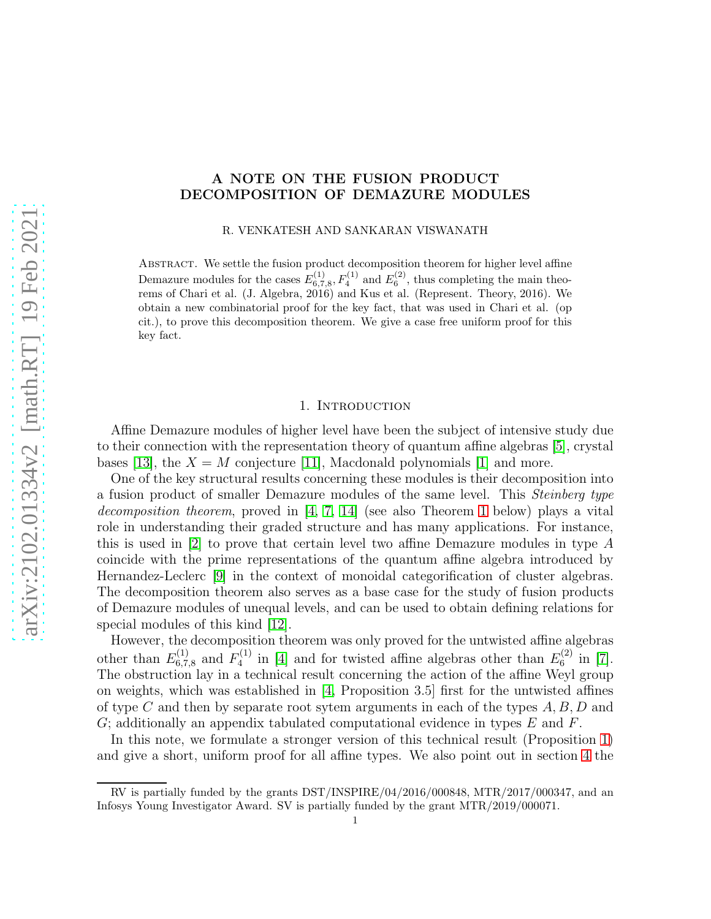# A NOTE ON THE FUSION PRODUCT DECOMPOSITION OF DEMAZURE MODULES

R. VENKATESH AND SANKARAN VISWANATH

Abstract. We settle the fusion product decomposition theorem for higher level affine Demazure modules for the cases $E^{(1)}_{6,7,8}, F^{(1)}_4$ and $E^{(2)}_6$, thus completing the main theorems of Chari et al. (J. Algebra, 2016) and Kus et al. (Represent. Theory, 2016). We obtain a new combinatorial proof for the key fact, that was used in Chari et al. (op cit.), to prove this decomposition theorem. We give a case free uniform proof for this key fact.

## 1. Introduction

Affine Demazure modules of higher level have been the subject of intensive study due to their connection with the representation theory of quantum affine algebras [5], crystal bases [13], the $X = M$ conjecture [11], Macdonald polynomials [1] and more.

One of the key structural results concerning these modules is their decomposition into a fusion product of smaller Demazure modules of the same level. This *Steinberg type decomposition theorem*, proved in [4, 7, 14] (see also Theorem 1 below) plays a vital role in understanding their graded structure and has many applications. For instance, this is used in [2] to prove that certain level two affine Demazure modules in type $A$ coincide with the prime representations of the quantum affine algebra introduced by Hernandez-Leclerc [9] in the context of monoidal categorification of cluster algebras. The decomposition theorem also serves as a base case for the study of fusion products of Demazure modules of unequal levels, and can be used to obtain defining relations for special modules of this kind [12].

However, the decomposition theorem was only proved for the untwisted affine algebras other than $E^{(1)}_{6,7,8}$ and $F^{(1)}_4$ in [4] and for twisted affine algebras other than $E^{(2)}_6$ in [7]. The obstruction lay in a technical result concerning the action of the affine Weyl group on weights, which was established in [4, Proposition 3.5] first for the untwisted affines of type $C$ and then by separate root sytem arguments in each of the types $A, B, D$ and $G$; additionally an appendix tabulated computational evidence in types $E$ and $F$.

In this note, we formulate a stronger version of this technical result (Proposition 1) and give a short, uniform proof for all affine types. We also point out in section 4 the

RV is partially funded by the grants DST/INSPIRE/04/2016/000848, MTR/2017/000347, and an Infosys Young Investigator Award. SV is partially funded by the grant MTR/2019/000071.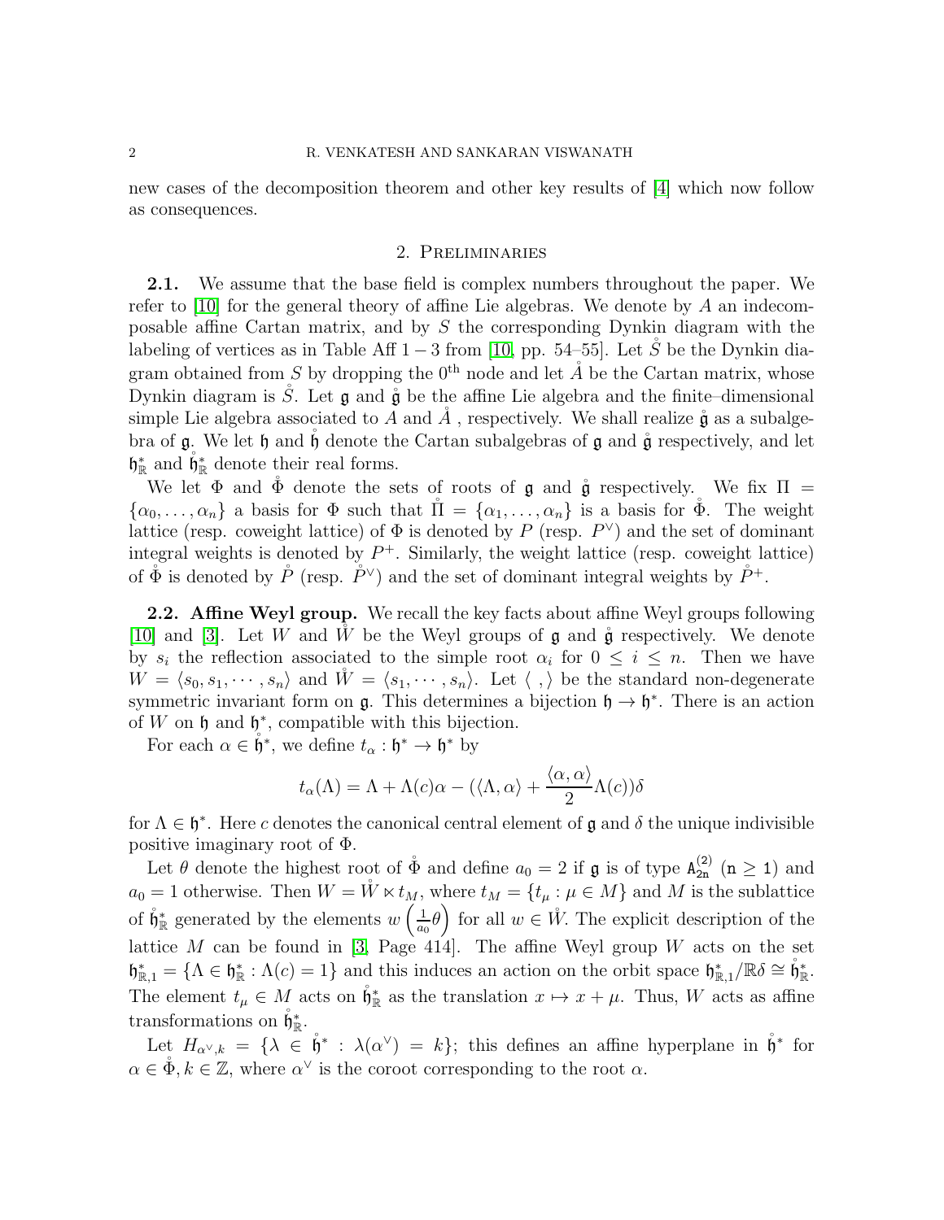new cases of the decomposition theorem and other key results of [4] which now follow as consequences.

## 2. Preliminaries

**2.1.** We assume that the base field is complex numbers throughout the paper. We refer to [10] for the general theory of affine Lie algebras. We denote by $A$ an indecomposable affine Cartan matrix, and by $S$ the corresponding Dynkin diagram with the labeling of vertices as in Table Aff $1-3$ from [10, pp. 54–55]. Let $\mathring{S}$ be the Dynkin diagram obtained from $S$ by dropping the $0^{\text{th}}$ node and let $\mathring{A}$ be the Cartan matrix, whose Dynkin diagram is $\mathring{S}$. Let $\mathfrak{g}$ and $\mathring{\mathfrak{g}}$ be the affine Lie algebra and the finite–dimensional simple Lie algebra associated to $A$ and $\mathring{A}$ , respectively. We shall realize $\mathring{\mathfrak{g}}$ as a subalgebra of $\mathfrak{g}$. We let $\mathfrak{h}$ and $\mathring{\mathfrak{h}}$ denote the Cartan subalgebras of $\mathfrak{g}$ and $\mathring{\mathfrak{g}}$ respectively, and let $\mathfrak{h}^*_{\mathbb{R}}$ and $\mathring{\mathfrak{h}}^*_{\mathbb{R}}$ denote their real forms.

We let $\Phi$ and $\mathring{\Phi}$ denote the sets of roots of $\mathfrak{g}$ and $\mathring{\mathfrak{g}}$ respectively. We fix $\Pi = \{\alpha_0, \ldots, \alpha_n\}$ a basis for $\Phi$ such that $\mathring{\Pi} = \{\alpha_1, \ldots, \alpha_n\}$ is a basis for $\mathring{\Phi}$. The weight lattice (resp. coweight lattice) of $\Phi$ is denoted by $P$ (resp. $P^\vee$) and the set of dominant integral weights is denoted by $P^+$. Similarly, the weight lattice (resp. coweight lattice) of $\mathring{\Phi}$ is denoted by $\mathring{P}$ (resp. $\mathring{P}^\vee$) and the set of dominant integral weights by $\mathring{P}^+$.

**2.2. Affine Weyl group.** We recall the key facts about affine Weyl groups following [10] and [3]. Let $W$ and $\mathring{W}$ be the Weyl groups of $\mathfrak{g}$ and $\mathring{\mathfrak{g}}$ respectively. We denote by $s_i$ the reflection associated to the simple root $\alpha_i$ for $0 \leq i \leq n$. Then we have $W = \langle s_0, s_1, \cdots, s_n\rangle$ and $\mathring{W} = \langle s_1, \cdots, s_n\rangle$. Let $\langle\ ,\rangle$ be the standard non-degenerate symmetric invariant form on $\mathfrak{g}$. This determines a bijection $\mathfrak{h} \to \mathfrak{h}^*$. There is an action of $W$ on $\mathfrak{h}$ and $\mathfrak{h}^*$, compatible with this bijection.

For each $\alpha \in \mathring{\mathfrak{h}}^*$, we define $t_\alpha : \mathfrak{h}^* \to \mathfrak{h}^*$ by

$$t_\alpha(\Lambda) = \Lambda + \Lambda(c)\alpha - (\langle \Lambda, \alpha\rangle + \frac{\langle \alpha, \alpha\rangle}{2}\Lambda(c))\delta$$

for $\Lambda \in \mathfrak{h}^*$. Here $c$ denotes the canonical central element of $\mathfrak{g}$ and $\delta$ the unique indivisible positive imaginary root of $\Phi$.

Let $\theta$ denote the highest root of $\mathring{\Phi}$ and define $a_0 = 2$ if $\mathfrak{g}$ is of type $\mathtt{A}^{(2)}_{\mathtt{2n}}$ $(\mathtt{n} \geq \mathtt{1})$ and $a_0 = 1$ otherwise. Then $W = \mathring{W} \ltimes t_M$, where $t_M = \{t_\mu : \mu \in M\}$ and $M$ is the sublattice of $\mathring{\mathfrak{h}}^*_{\mathbb{R}}$ generated by the elements $w\left(\frac{1}{a_0}\theta\right)$ for all $w \in \mathring{W}$. The explicit description of the lattice $M$ can be found in [3, Page 414]. The affine Weyl group $W$ acts on the set $\mathfrak{h}^*_{\mathbb{R},1} = \{\Lambda \in \mathfrak{h}^*_{\mathbb{R}} : \Lambda(c) = 1\}$ and this induces an action on the orbit space $\mathfrak{h}^*_{\mathbb{R},1}/\mathbb{R}\delta \cong \mathring{\mathfrak{h}}^*_{\mathbb{R}}$. The element $t_\mu \in M$ acts on $\mathring{\mathfrak{h}}^*_{\mathbb{R}}$ as the translation $x \mapsto x + \mu$. Thus, $W$ acts as affine transformations on $\mathring{\mathfrak{h}}^*_{\mathbb{R}}$.

Let $H_{\alpha^\vee,k} = \{\lambda \in \mathring{\mathfrak{h}}^* : \lambda(\alpha^\vee) = k\}$; this defines an affine hyperplane in $\mathring{\mathfrak{h}}^*$ for $\alpha \in \mathring{\Phi}, k \in \mathbb{Z}$, where $\alpha^\vee$ is the coroot corresponding to the root $\alpha$.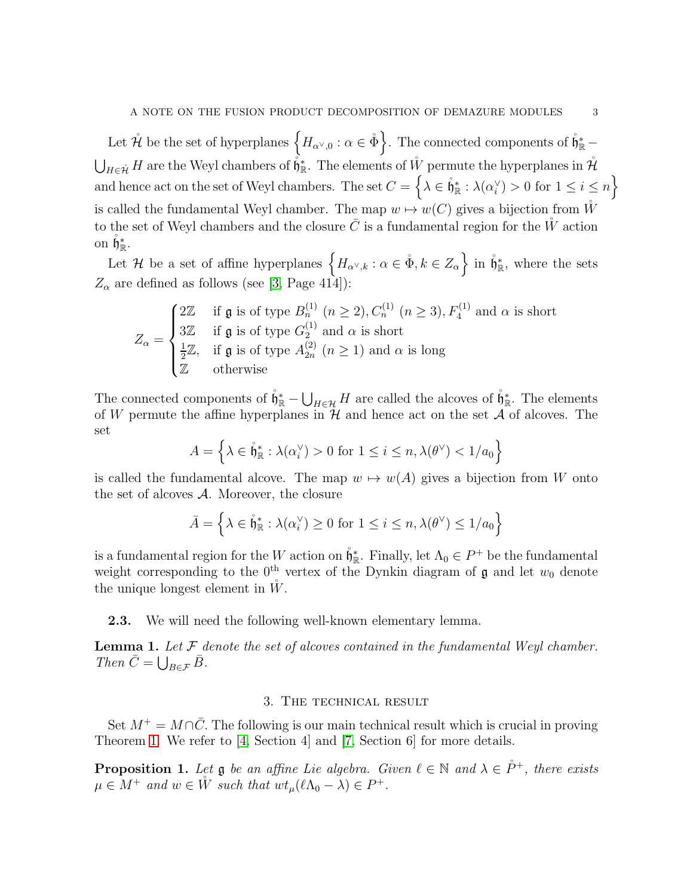Let $\mathring{\mathcal{H}}$ be the set of hyperplanes $\left\{H_{\alpha^\vee,0} : \alpha \in \mathring{\Phi}\right\}$. The connected components of $\mathring{\mathfrak{h}}^*_{\mathbb{R}} - \bigcup_{H\in\mathring{\mathcal{H}}} H$ are the Weyl chambers of $\mathring{\mathfrak{h}}^*_{\mathbb{R}}$. The elements of $\mathring{W}$ permute the hyperplanes in $\mathring{\mathcal{H}}$ and hence act on the set of Weyl chambers. The set $C = \left\{\lambda \in \mathring{\mathfrak{h}}^*_{\mathbb{R}} : \lambda(\alpha_i^\vee) > 0 \text{ for } 1 \le i \le n\right\}$ is called the fundamental Weyl chamber. The map $w \mapsto w(C)$ gives a bijection from $\mathring{W}$ to the set of Weyl chambers and the closure $\bar{C}$ is a fundamental region for the $\mathring{W}$ action on $\mathring{\mathfrak{h}}^*_{\mathbb{R}}$.

Let $\mathcal{H}$ be a set of affine hyperplanes $\left\{H_{\alpha^\vee,k} : \alpha \in \mathring{\Phi}, k \in Z_\alpha\right\}$ in $\mathring{\mathfrak{h}}^*_{\mathbb{R}}$, where the sets $Z_\alpha$ are defined as follows (see [3, Page 414]):

$$Z_\alpha = \begin{cases} 2\mathbb{Z} & \text{if } \mathfrak{g} \text{ is of type } B_n^{(1)}\ (n \ge 2), C_n^{(1)}\ (n \ge 3), F_4^{(1)} \text{ and } \alpha \text{ is short} \\ 3\mathbb{Z} & \text{if } \mathfrak{g} \text{ is of type } G_2^{(1)} \text{ and } \alpha \text{ is short} \\ \frac{1}{2}\mathbb{Z}, & \text{if } \mathfrak{g} \text{ is of type } A_{2n}^{(2)}\ (n \ge 1) \text{ and } \alpha \text{ is long} \\ \mathbb{Z} & \text{otherwise} \end{cases}$$

The connected components of $\mathring{\mathfrak{h}}^*_{\mathbb{R}} - \bigcup_{H\in\mathcal{H}} H$ are called the alcoves of $\mathring{\mathfrak{h}}^*_{\mathbb{R}}$. The elements of $W$ permute the affine hyperplanes in $\mathcal{H}$ and hence act on the set $\mathcal{A}$ of alcoves. The set

$$A = \left\{\lambda \in \mathring{\mathfrak{h}}^*_{\mathbb{R}} : \lambda(\alpha_i^\vee) > 0 \text{ for } 1 \le i \le n, \lambda(\theta^\vee) < 1/a_0\right\}$$

is called the fundamental alcove. The map $w \mapsto w(A)$ gives a bijection from $W$ onto the set of alcoves $\mathcal{A}$. Moreover, the closure

$$\bar{A} = \left\{\lambda \in \mathring{\mathfrak{h}}^*_{\mathbb{R}} : \lambda(\alpha_i^\vee) \ge 0 \text{ for } 1 \le i \le n, \lambda(\theta^\vee) \le 1/a_0\right\}$$

is a fundamental region for the $W$ action on $\mathring{\mathfrak{h}}^*_{\mathbb{R}}$. Finally, let $\Lambda_0 \in P^+$ be the fundamental weight corresponding to the $0^{\text{th}}$ vertex of the Dynkin diagram of $\mathfrak{g}$ and let $w_0$ denote the unique longest element in $\mathring{W}$.

**2.3.** We will need the following well-known elementary lemma.

**Lemma 1.** *Let $\mathcal{F}$ denote the set of alcoves contained in the fundamental Weyl chamber. Then $\bar{C} = \bigcup_{B\in\mathcal{F}} \bar{B}$.*

## 3. The technical result

Set $M^+ = M \cap \bar{C}$. The following is our main technical result which is crucial in proving Theorem 1. We refer to [4, Section 4] and [7, Section 6] for more details.

**Proposition 1.** *Let $\mathfrak{g}$ be an affine Lie algebra. Given $\ell \in \mathbb{N}$ and $\lambda \in \mathring{P}^+$, there exists $\mu \in M^+$ and $w \in \mathring{W}$ such that $wt_\mu(\ell\Lambda_0 - \lambda) \in P^+$.*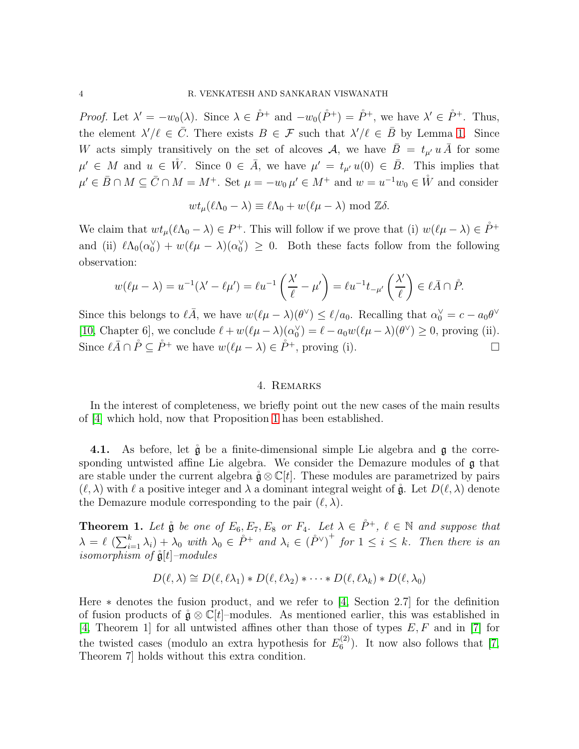*Proof.* Let $\lambda' = -w_0(\lambda)$. Since $\lambda \in \mathring{P}^+$ and $-w_0(\mathring{P}^+) = \mathring{P}^+$, we have $\lambda' \in \mathring{P}^+$. Thus, the element $\lambda'/\ell \in \bar{C}$. There exists $B \in \mathcal{F}$ such that $\lambda'/\ell \in \bar{B}$ by Lemma 1. Since $W$ acts simply transitively on the set of alcoves $\mathcal{A}$, we have $\bar{B} = t_{\mu'}\, u\, \bar{A}$ for some $\mu' \in M$ and $u \in \mathring{W}$. Since $0 \in \bar{A}$, we have $\mu' = t_{\mu'}\, u(0) \in \bar{B}$. This implies that $\mu' \in \bar{B} \cap M \subseteq \bar{C} \cap M = M^+$. Set $\mu = -w_0\, \mu' \in M^+$ and $w = u^{-1} w_0 \in \mathring{W}$ and consider

$$wt_\mu(\ell\Lambda_0 - \lambda) \equiv \ell\Lambda_0 + w(\ell\mu - \lambda) \bmod \mathbb{Z}\delta.$$

We claim that $wt_\mu(\ell\Lambda_0 - \lambda) \in P^+$. This will follow if we prove that (i) $w(\ell\mu - \lambda) \in \mathring{P}^+$ and (ii) $\ell\Lambda_0(\alpha_0^\vee) + w(\ell\mu - \lambda)(\alpha_0^\vee) \geq 0$. Both these facts follow from the following observation:

$$w(\ell\mu - \lambda) = u^{-1}(\lambda' - \ell\mu') = \ell u^{-1}\left(\frac{\lambda'}{\ell} - \mu'\right) = \ell u^{-1} t_{-\mu'}\left(\frac{\lambda'}{\ell}\right) \in \ell\bar{A} \cap \mathring{P}.$$

Since this belongs to $\ell\bar{A}$, we have $w(\ell\mu - \lambda)(\theta^\vee) \leq \ell/a_0$. Recalling that $\alpha_0^\vee = c - a_0\theta^\vee$ [10, Chapter 6], we conclude $\ell + w(\ell\mu - \lambda)(\alpha_0^\vee) = \ell - a_0 w(\ell\mu - \lambda)(\theta^\vee) \geq 0$, proving (ii). Since $\ell\bar{A} \cap \mathring{P} \subseteq \mathring{P}^+$ we have $w(\ell\mu - \lambda) \in \mathring{P}^+$, proving (i). □

## 4. Remarks

In the interest of completeness, we briefly point out the new cases of the main results of [4] which hold, now that Proposition 1 has been established.

**4.1.** As before, let $\mathring{\mathfrak{g}}$ be a finite-dimensional simple Lie algebra and $\mathfrak{g}$ the corresponding untwisted affine Lie algebra. We consider the Demazure modules of $\mathfrak{g}$ that are stable under the current algebra $\mathring{\mathfrak{g}} \otimes \mathbb{C}[t]$. These modules are parametrized by pairs $(\ell, \lambda)$ with $\ell$ a positive integer and $\lambda$ a dominant integral weight of $\mathring{\mathfrak{g}}$. Let $D(\ell, \lambda)$ denote the Demazure module corresponding to the pair $(\ell, \lambda)$.

**Theorem 1.** *Let $\mathring{\mathfrak{g}}$ be one of $E_6, E_7, E_8$ or $F_4$. Let $\lambda \in \mathring{P}^+$, $\ell \in \mathbb{N}$ and suppose that $\lambda = \ell\,(\sum_{i=1}^k \lambda_i) + \lambda_0$ with $\lambda_0 \in \mathring{P}^+$ and $\lambda_i \in (\mathring{P}^\vee)^+$ for $1 \leq i \leq k$. Then there is an isomorphism of $\mathring{\mathfrak{g}}[t]$–modules*

$$D(\ell, \lambda) \cong D(\ell, \ell\lambda_1) * D(\ell, \ell\lambda_2) * \cdots * D(\ell, \ell\lambda_k) * D(\ell, \lambda_0)$$

Here $*$ denotes the fusion product, and we refer to [4, Section 2.7] for the definition of fusion products of $\mathring{\mathfrak{g}} \otimes \mathbb{C}[t]$–modules. As mentioned earlier, this was established in [4, Theorem 1] for all untwisted affines other than those of types $E, F$ and in [7] for the twisted cases (modulo an extra hypothesis for $E_6^{(2)}$). It now also follows that [7, Theorem 7] holds without this extra condition.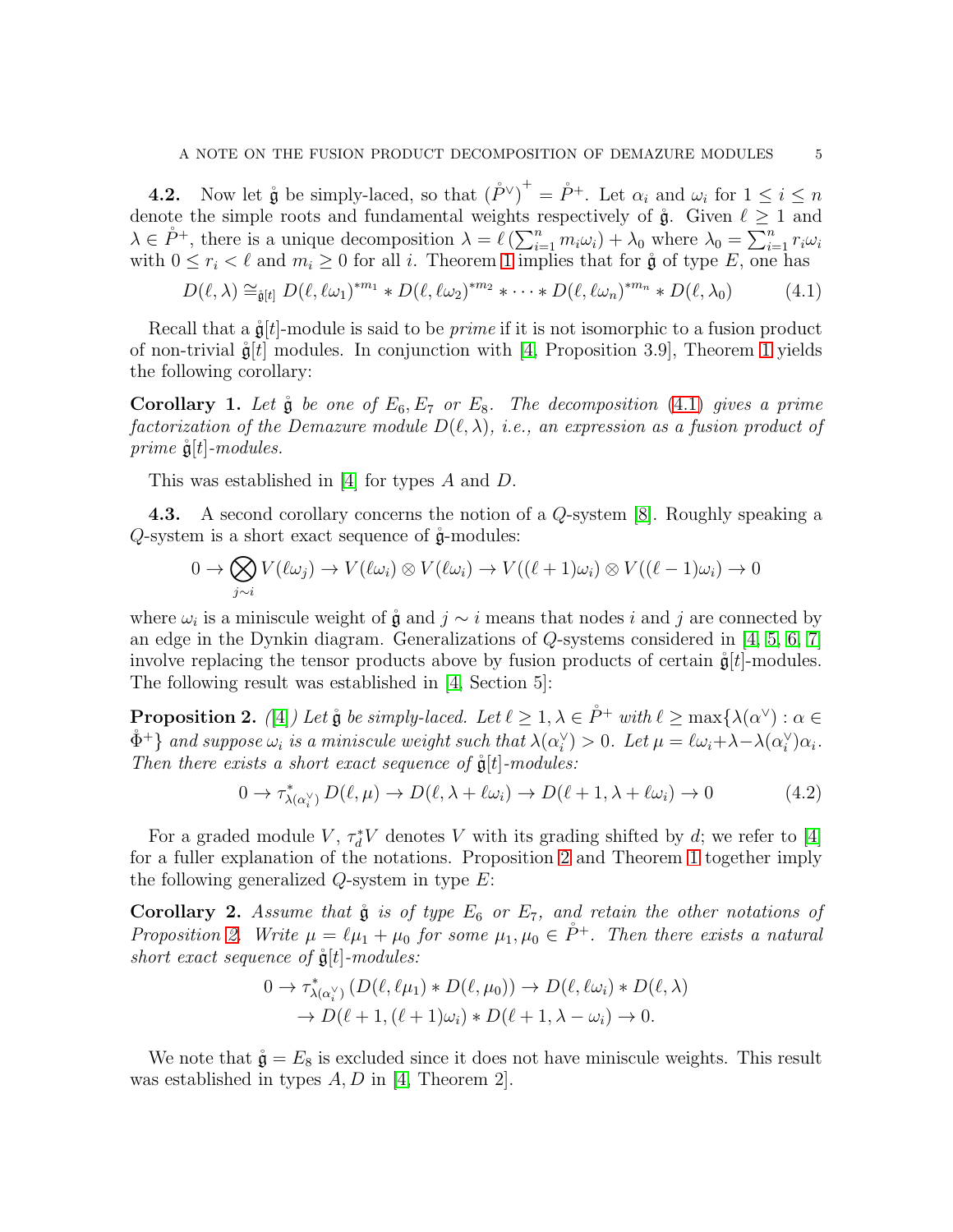**4.2.** Now let $\mathring{\mathfrak{g}}$ be simply-laced, so that $\left(\mathring{P}^\vee\right)^+ = \mathring{P}^+$. Let $\alpha_i$ and $\omega_i$ for $1 \leq i \leq n$ denote the simple roots and fundamental weights respectively of $\mathring{\mathfrak{g}}$. Given $\ell \geq 1$ and $\lambda \in \mathring{P}^+$, there is a unique decomposition $\lambda = \ell\left(\sum_{i=1}^n m_i\omega_i\right) + \lambda_0$ where $\lambda_0 = \sum_{i=1}^n r_i\omega_i$ with $0 \leq r_i < \ell$ and $m_i \geq 0$ for all $i$. Theorem 1 implies that for $\mathring{\mathfrak{g}}$ of type $E$, one has

$$D(\ell, \lambda) \cong_{\mathring{\mathfrak{g}}[t]} D(\ell, \ell\omega_1)^{*m_1} * D(\ell, \ell\omega_2)^{*m_2} * \cdots * D(\ell, \ell\omega_n)^{*m_n} * D(\ell, \lambda_0) \tag{4.1}$$

Recall that a $\mathring{\mathfrak{g}}[t]$-module is said to be *prime* if it is not isomorphic to a fusion product of non-trivial $\mathring{\mathfrak{g}}[t]$ modules. In conjunction with [4, Proposition 3.9], Theorem 1 yields the following corollary:

**Corollary 1.** *Let $\mathring{\mathfrak{g}}$ be one of $E_6, E_7$ or $E_8$. The decomposition (4.1) gives a prime factorization of the Demazure module $D(\ell, \lambda)$, i.e., an expression as a fusion product of prime $\mathring{\mathfrak{g}}[t]$-modules.*

This was established in [4] for types $A$ and $D$.

**4.3.** A second corollary concerns the notion of a $Q$-system [8]. Roughly speaking a $Q$-system is a short exact sequence of $\mathring{\mathfrak{g}}$-modules:

$$0 \to \bigotimes_{j \sim i} V(\ell\omega_j) \to V(\ell\omega_i) \otimes V(\ell\omega_i) \to V((\ell+1)\omega_i) \otimes V((\ell-1)\omega_i) \to 0$$

where $\omega_i$ is a miniscule weight of $\mathring{\mathfrak{g}}$ and $j \sim i$ means that nodes $i$ and $j$ are connected by an edge in the Dynkin diagram. Generalizations of $Q$-systems considered in [4, 5, 6, 7] involve replacing the tensor products above by fusion products of certain $\mathring{\mathfrak{g}}[t]$-modules. The following result was established in [4, Section 5]:

**Proposition 2.** *([4]) Let $\mathring{\mathfrak{g}}$ be simply-laced. Let $\ell \geq 1, \lambda \in \mathring{P}^+$ with $\ell \geq \max\{\lambda(\alpha^\vee) : \alpha \in \mathring{\Phi}^+\}$ and suppose $\omega_i$ is a miniscule weight such that $\lambda(\alpha_i^\vee) > 0$. Let $\mu = \ell\omega_i + \lambda - \lambda(\alpha_i^\vee)\alpha_i$. Then there exists a short exact sequence of $\mathring{\mathfrak{g}}[t]$-modules:*

$$0 \to \tau^*_{\lambda(\alpha_i^\vee)} D(\ell, \mu) \to D(\ell, \lambda + \ell\omega_i) \to D(\ell+1, \lambda + \ell\omega_i) \to 0 \tag{4.2}$$

For a graded module $V$, $\tau^*_d V$ denotes $V$ with its grading shifted by $d$; we refer to [4] for a fuller explanation of the notations. Proposition 2 and Theorem 1 together imply the following generalized $Q$-system in type $E$:

**Corollary 2.** *Assume that $\mathring{\mathfrak{g}}$ is of type $E_6$ or $E_7$, and retain the other notations of Proposition 2. Write $\mu = \ell\mu_1 + \mu_0$ for some $\mu_1, \mu_0 \in \mathring{P}^+$. Then there exists a natural short exact sequence of $\mathring{\mathfrak{g}}[t]$-modules:*

$$\begin{aligned} 0 \to \tau^*_{\lambda(\alpha_i^\vee)} \left(D(\ell, \ell\mu_1) * D(\ell, \mu_0)\right) &\to D(\ell, \ell\omega_i) * D(\ell, \lambda) \\ &\to D(\ell+1, (\ell+1)\omega_i) * D(\ell+1, \lambda - \omega_i) \to 0. \end{aligned}$$

We note that $\mathring{\mathfrak{g}} = E_8$ is excluded since it does not have miniscule weights. This result was established in types $A, D$ in [4, Theorem 2].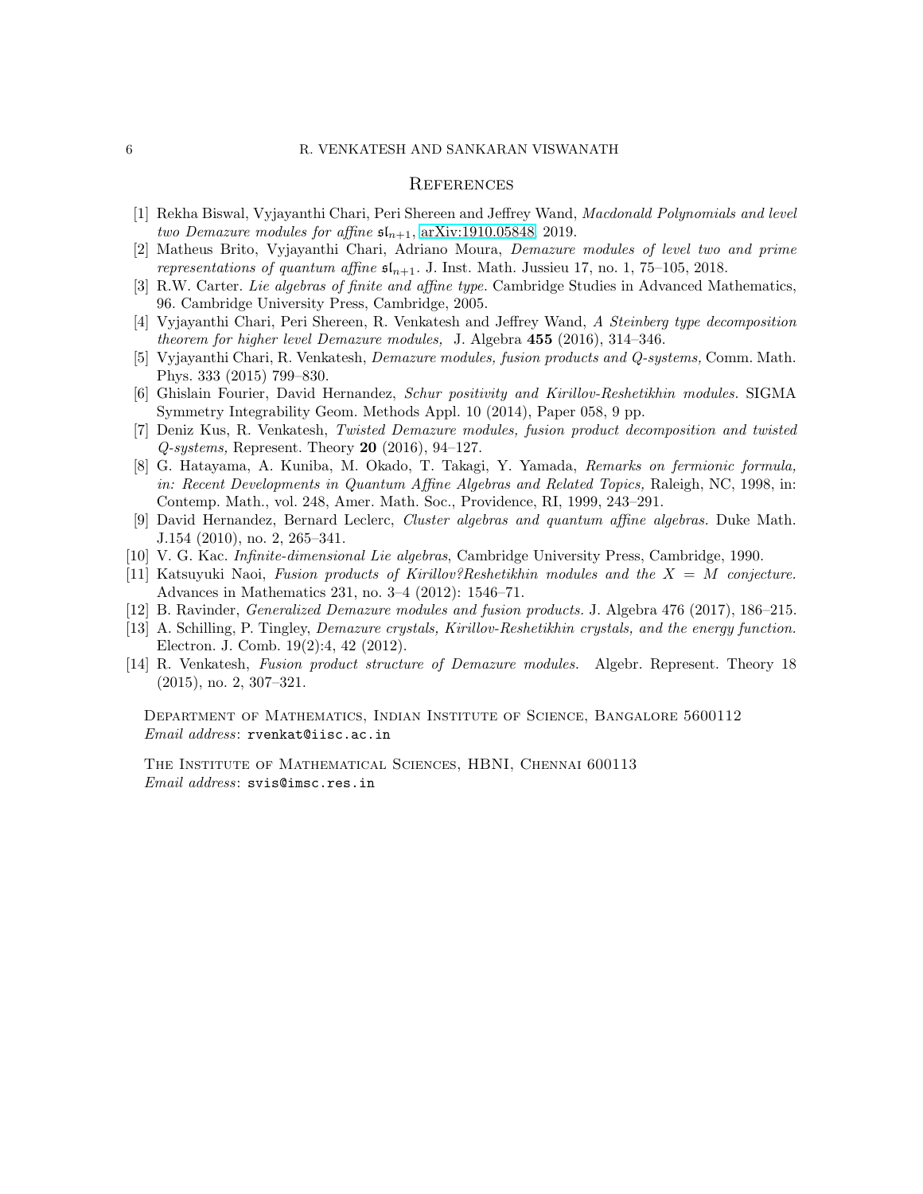## References

[1] Rekha Biswal, Vyjayanthi Chari, Peri Shereen and Jeffrey Wand, *Macdonald Polynomials and level two Demazure modules for affine* $\mathfrak{sl}_{n+1}$, arXiv:1910.05848, 2019.

[2] Matheus Brito, Vyjayanthi Chari, Adriano Moura, *Demazure modules of level two and prime representations of quantum affine* $\mathfrak{sl}_{n+1}$. J. Inst. Math. Jussieu 17, no. 1, 75–105, 2018.

[3] R.W. Carter. *Lie algebras of finite and affine type.* Cambridge Studies in Advanced Mathematics, 96. Cambridge University Press, Cambridge, 2005.

[4] Vyjayanthi Chari, Peri Shereen, R. Venkatesh and Jeffrey Wand, *A Steinberg type decomposition theorem for higher level Demazure modules,* J. Algebra **455** (2016), 314–346.

[5] Vyjayanthi Chari, R. Venkatesh, *Demazure modules, fusion products and Q-systems,* Comm. Math. Phys. 333 (2015) 799–830.

[6] Ghislain Fourier, David Hernandez, *Schur positivity and Kirillov-Reshetikhin modules.* SIGMA Symmetry Integrability Geom. Methods Appl. 10 (2014), Paper 058, 9 pp.

[7] Deniz Kus, R. Venkatesh, *Twisted Demazure modules, fusion product decomposition and twisted Q-systems,* Represent. Theory **20** (2016), 94–127.

[8] G. Hatayama, A. Kuniba, M. Okado, T. Takagi, Y. Yamada, *Remarks on fermionic formula, in: Recent Developments in Quantum Affine Algebras and Related Topics,* Raleigh, NC, 1998, in: Contemp. Math., vol. 248, Amer. Math. Soc., Providence, RI, 1999, 243–291.

[9] David Hernandez, Bernard Leclerc, *Cluster algebras and quantum affine algebras.* Duke Math. J.154 (2010), no. 2, 265–341.

[10] V. G. Kac. *Infinite-dimensional Lie algebras*, Cambridge University Press, Cambridge, 1990.

[11] Katsuyuki Naoi, *Fusion products of Kirillov?Reshetikhin modules and the* $X = M$ *conjecture.* Advances in Mathematics 231, no. 3–4 (2012): 1546–71.

[12] B. Ravinder, *Generalized Demazure modules and fusion products.* J. Algebra 476 (2017), 186–215.

[13] A. Schilling, P. Tingley, *Demazure crystals, Kirillov-Reshetikhin crystals, and the energy function.* Electron. J. Comb. 19(2):4, 42 (2012).

[14] R. Venkatesh, *Fusion product structure of Demazure modules.* Algebr. Represent. Theory 18 (2015), no. 2, 307–321.

Department of Mathematics, Indian Institute of Science, Bangalore 5600112
*Email address*: rvenkat@iisc.ac.in

The Institute of Mathematical Sciences, HBNI, Chennai 600113
*Email address*: svis@imsc.res.in